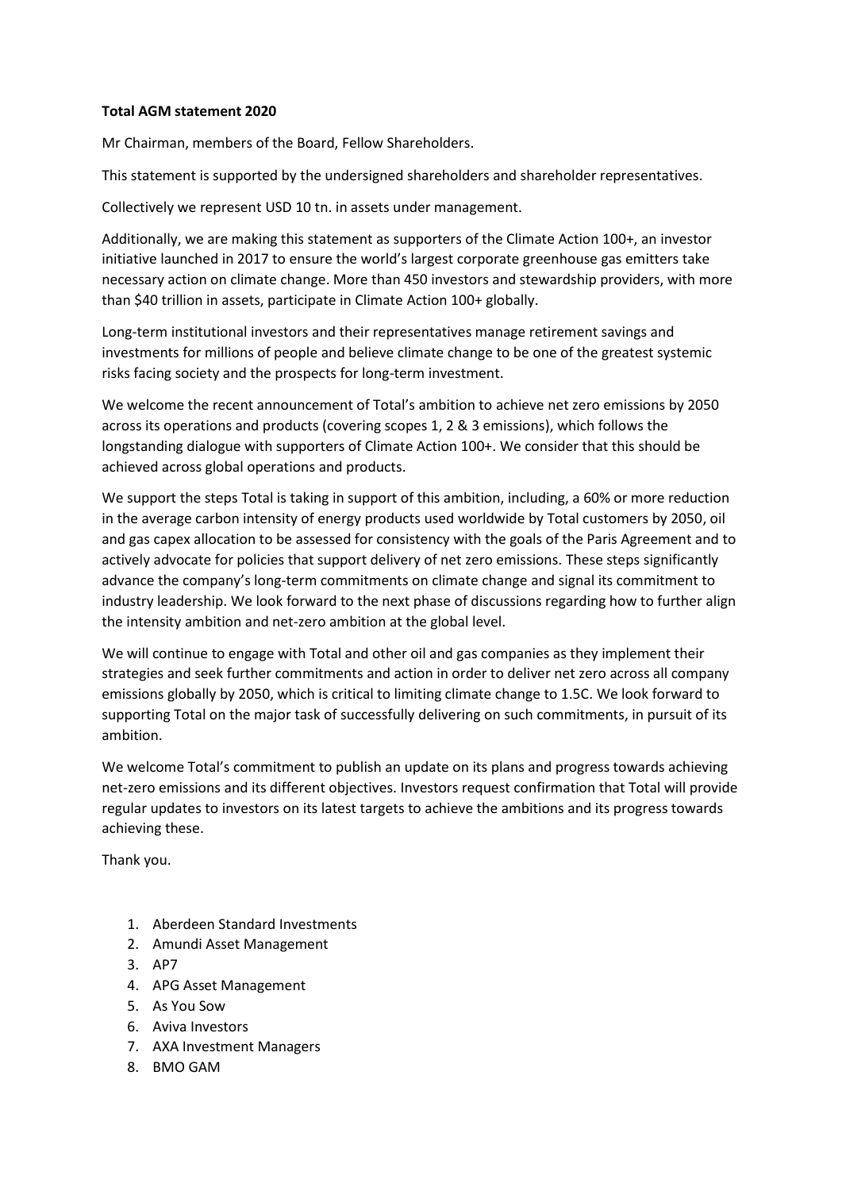**Total AGM statement 2020**

Mr Chairman, members of the Board, Fellow Shareholders.

This statement is supported by the undersigned shareholders and shareholder representatives.

Collectively we represent USD 10 tn. in assets under management.

Additionally, we are making this statement as supporters of the Climate Action 100+, an investor initiative launched in 2017 to ensure the world's largest corporate greenhouse gas emitters take necessary action on climate change. More than 450 investors and stewardship providers, with more than $40 trillion in assets, participate in Climate Action 100+ globally.

Long-term institutional investors and their representatives manage retirement savings and investments for millions of people and believe climate change to be one of the greatest systemic risks facing society and the prospects for long-term investment.

We welcome the recent announcement of Total's ambition to achieve net zero emissions by 2050 across its operations and products (covering scopes 1, 2 & 3 emissions), which follows the longstanding dialogue with supporters of Climate Action 100+. We consider that this should be achieved across global operations and products.

We support the steps Total is taking in support of this ambition, including, a 60% or more reduction in the average carbon intensity of energy products used worldwide by Total customers by 2050, oil and gas capex allocation to be assessed for consistency with the goals of the Paris Agreement and to actively advocate for policies that support delivery of net zero emissions. These steps significantly advance the company's long-term commitments on climate change and signal its commitment to industry leadership. We look forward to the next phase of discussions regarding how to further align the intensity ambition and net-zero ambition at the global level.

We will continue to engage with Total and other oil and gas companies as they implement their strategies and seek further commitments and action in order to deliver net zero across all company emissions globally by 2050, which is critical to limiting climate change to 1.5C. We look forward to supporting Total on the major task of successfully delivering on such commitments, in pursuit of its ambition.

We welcome Total's commitment to publish an update on its plans and progress towards achieving net-zero emissions and its different objectives. Investors request confirmation that Total will provide regular updates to investors on its latest targets to achieve the ambitions and its progress towards achieving these.

Thank you.

1. Aberdeen Standard Investments
2. Amundi Asset Management
3. AP7
4. APG Asset Management
5. As You Sow
6. Aviva Investors
7. AXA Investment Managers
8. BMO GAM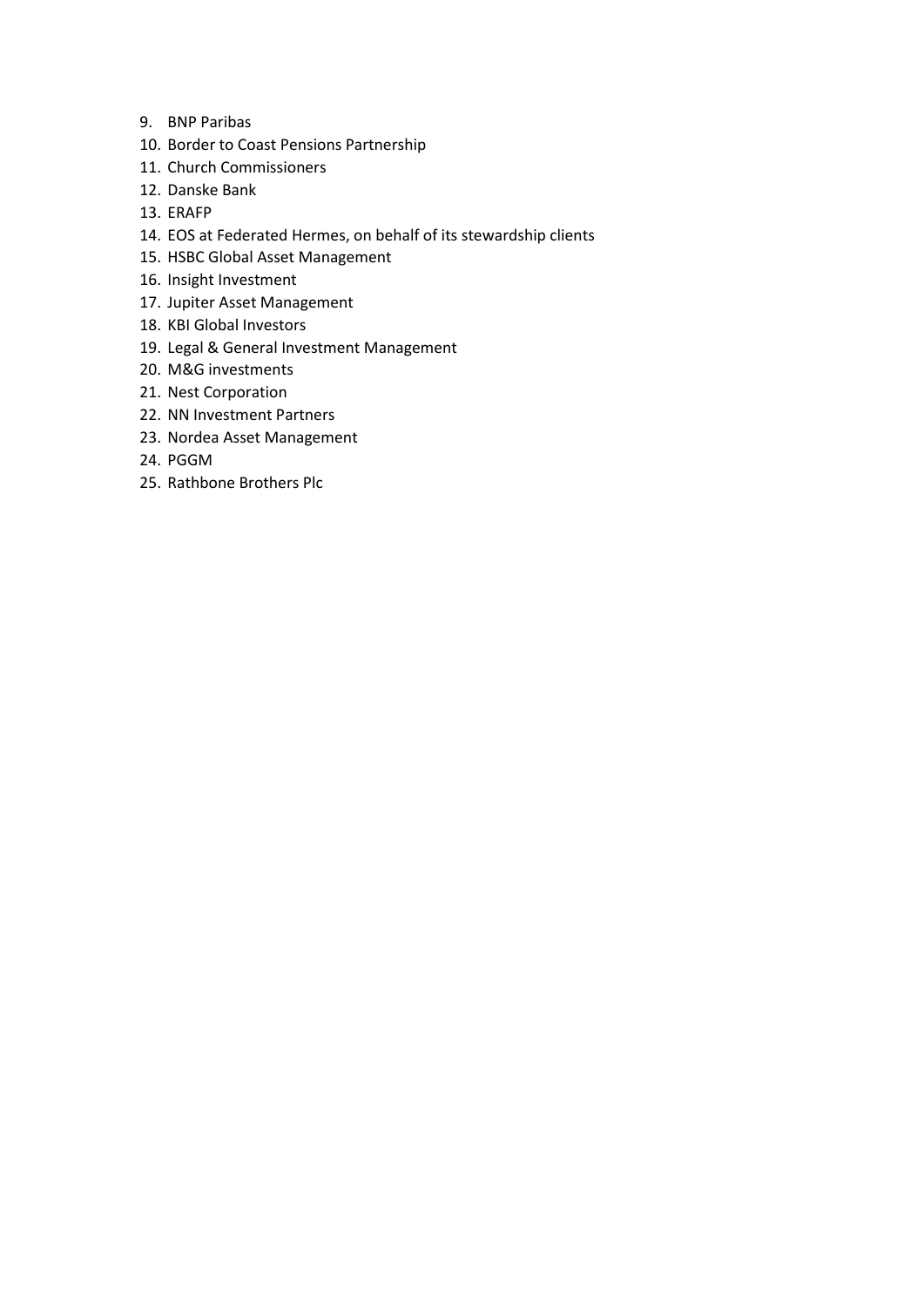9. BNP Paribas
10. Border to Coast Pensions Partnership
11. Church Commissioners
12. Danske Bank
13. ERAFP
14. EOS at Federated Hermes, on behalf of its stewardship clients
15. HSBC Global Asset Management
16. Insight Investment
17. Jupiter Asset Management
18. KBI Global Investors
19. Legal & General Investment Management
20. M&G investments
21. Nest Corporation
22. NN Investment Partners
23. Nordea Asset Management
24. PGGM
25. Rathbone Brothers Plc